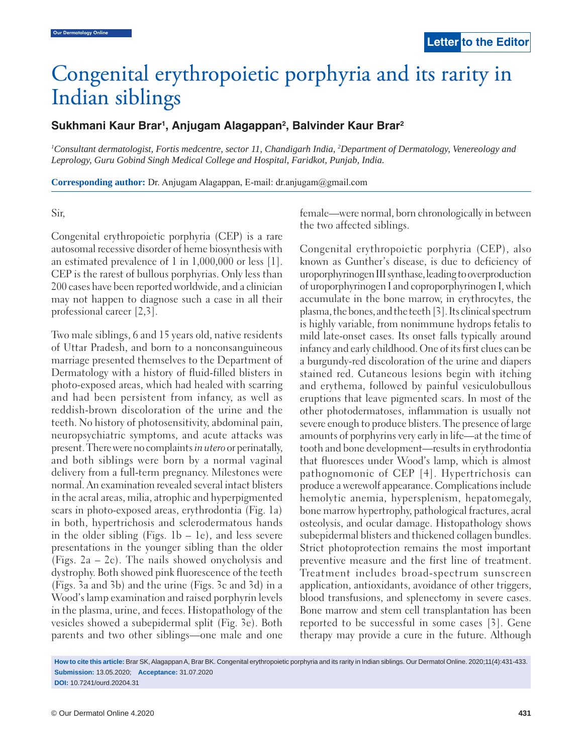Letter to the Editor

# Congenital erythropoietic porphyria and its rarity in Indian siblings

**Sukhmani Kaur Brar[1], Anjugam Alagappan[2], Balvinder Kaur Brar[2]**

*[1]Consultant dermatologist, Fortis medcentre, sector 11, Chandigarh India, [2]Department of Dermatology, Venereology and Leprology, Guru Gobind Singh Medical College and Hospital, Faridkot, Punjab, India.*

**Corresponding author:** Dr. Anjugam Alagappan, E-mail: dr.anjugam@gmail.com

Sir,

Congenital erythropoietic porphyria (CEP) is a rare autosomal recessive disorder of heme biosynthesis with an estimated prevalence of 1 in 1,000,000 or less [1]. CEP is the rarest of bullous porphyrias. Only less than 200 cases have been reported worldwide, and a clinician may not happen to diagnose such a case in all their professional career [2,3].

Two male siblings, 6 and 15 years old, native residents of Uttar Pradesh, and born to a nonconsanguineous marriage presented themselves to the Department of Dermatology with a history of fluid-filled blisters in photo-exposed areas, which had healed with scarring and had been persistent from infancy, as well as reddish-brown discoloration of the urine and the teeth. No history of photosensitivity, abdominal pain, neuropsychiatric symptoms, and acute attacks was present. There were no complaints *in utero* or perinatally, and both siblings were born by a normal vaginal delivery from a full-term pregnancy. Milestones were normal. An examination revealed several intact blisters in the acral areas, milia, atrophic and hyperpigmented scars in photo-exposed areas, erythrodontia (Fig. 1a) in both, hypertrichosis and sclerodermatous hands in the older sibling (Figs. 1b – 1e), and less severe presentations in the younger sibling than the older (Figs. 2a – 2c). The nails showed onycholysis and dystrophy. Both showed pink fluorescence of the teeth (Figs. 3a and 3b) and the urine (Figs. 3c and 3d) in a Wood's lamp examination and raised porphyrin levels in the plasma, urine, and feces. Histopathology of the vesicles showed a subepidermal split (Fig. 3e). Both parents and two other siblings—one male and one female—were normal, born chronologically in between the two affected siblings.

Congenital erythropoietic porphyria (CEP), also known as Gunther's disease, is due to deficiency of uroporphyrinogen III synthase, leading to overproduction of uroporphyrinogen I and coproporphyrinogen I, which accumulate in the bone marrow, in erythrocytes, the plasma, the bones, and the teeth [3]. Its clinical spectrum is highly variable, from nonimmune hydrops fetalis to mild late-onset cases. Its onset falls typically around infancy and early childhood. One of its first clues can be a burgundy-red discoloration of the urine and diapers stained red. Cutaneous lesions begin with itching and erythema, followed by painful vesiculobullous eruptions that leave pigmented scars. In most of the other photodermatoses, inflammation is usually not severe enough to produce blisters. The presence of large amounts of porphyrins very early in life—at the time of tooth and bone development—results in erythrodontia that fluoresces under Wood's lamp, which is almost pathognomonic of CEP [4]. Hypertrichosis can produce a werewolf appearance. Complications include hemolytic anemia, hypersplenism, hepatomegaly, bone marrow hypertrophy, pathological fractures, acral osteolysis, and ocular damage. Histopathology shows subepidermal blisters and thickened collagen bundles. Strict photoprotection remains the most important preventive measure and the first line of treatment. Treatment includes broad-spectrum sunscreen application, antioxidants, avoidance of other triggers, blood transfusions, and splenectomy in severe cases. Bone marrow and stem cell transplantation has been reported to be successful in some cases [3]. Gene therapy may provide a cure in the future. Although

**How to cite this article:** Brar SK, Alagappan A, Brar BK. Congenital erythropoietic porphyria and its rarity in Indian siblings. Our Dermatol Online. 2020;11(4):431-433.
**Submission:** 13.05.2020; **Acceptance:** 31.07.2020
**DOI:** 10.7241/ourd.20204.31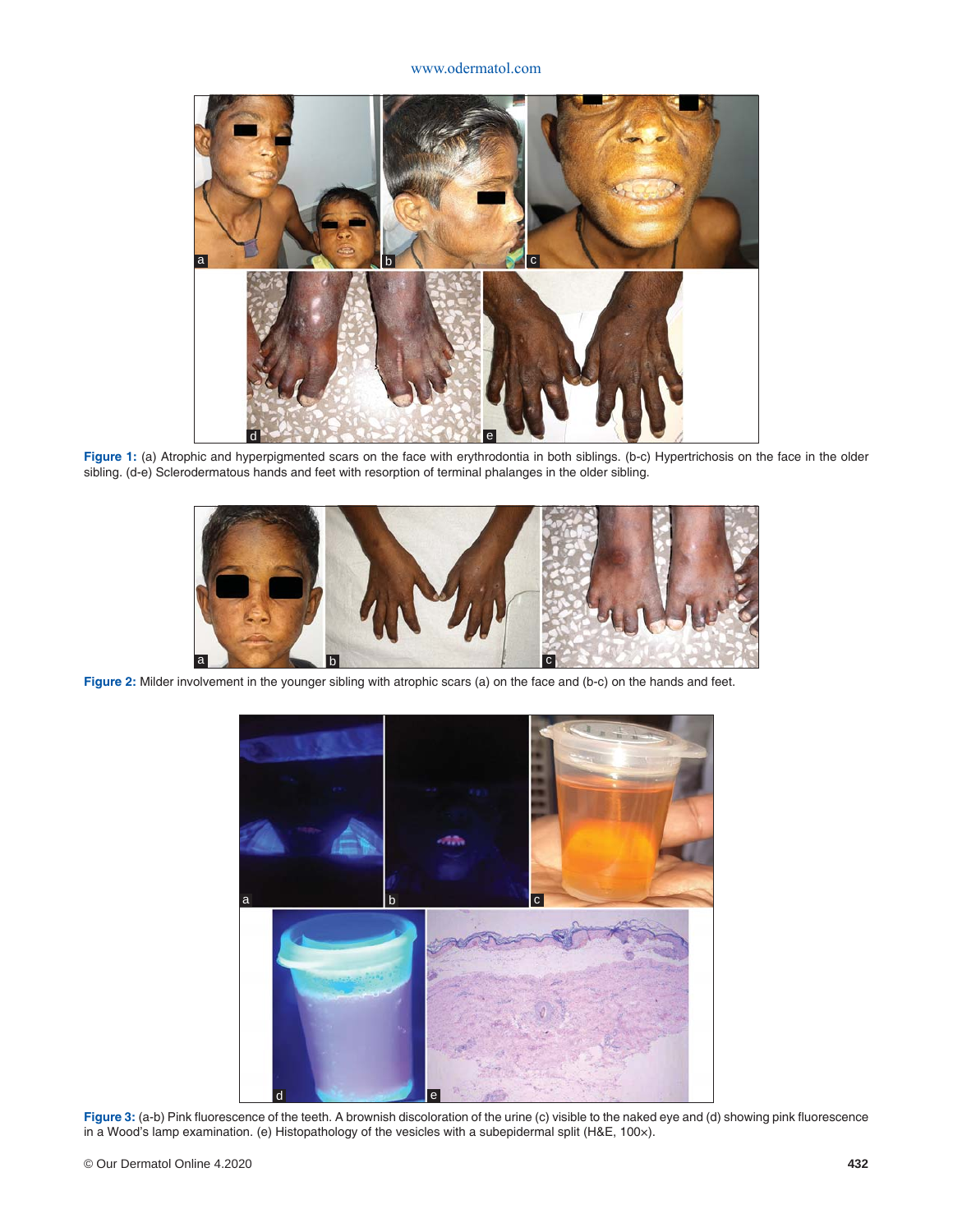**Figure 1:** (a) Atrophic and hyperpigmented scars on the face with erythrodontia in both siblings. (b-c) Hypertrichosis on the face in the older sibling. (d-e) Sclerodermatous hands and feet with resorption of terminal phalanges in the older sibling.

**Figure 2:** Milder involvement in the younger sibling with atrophic scars (a) on the face and (b-c) on the hands and feet.

**Figure 3:** (a-b) Pink fluorescence of the teeth. A brownish discoloration of the urine (c) visible to the naked eye and (d) showing pink fluorescence in a Wood's lamp examination. (e) Histopathology of the vesicles with a subepidermal split (H&E, 100×).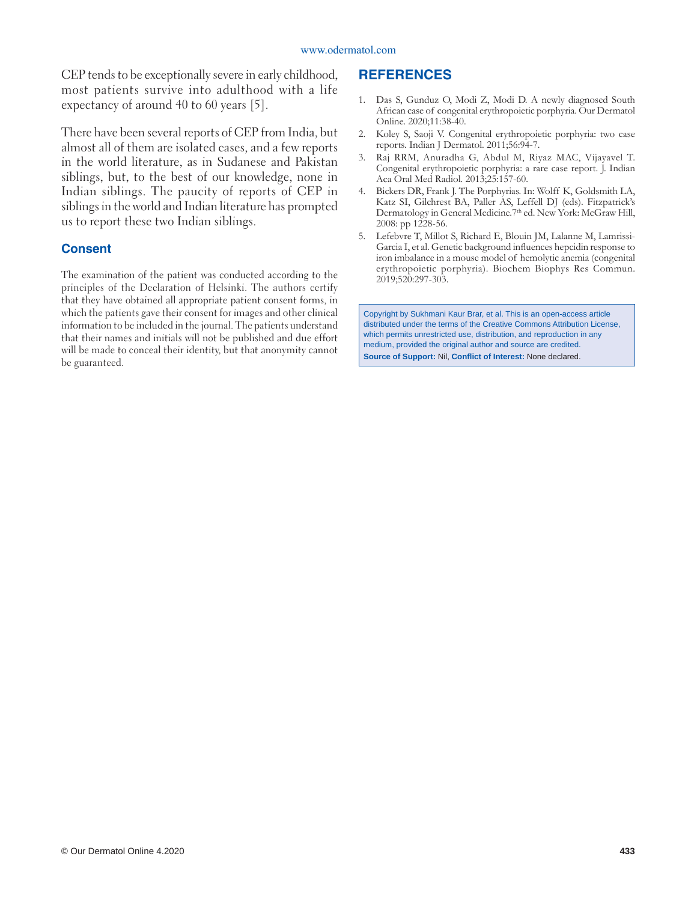CEP tends to be exceptionally severe in early childhood, most patients survive into adulthood with a life expectancy of around 40 to 60 years [5].

There have been several reports of CEP from India, but almost all of them are isolated cases, and a few reports in the world literature, as in Sudanese and Pakistan siblings, but, to the best of our knowledge, none in Indian siblings. The paucity of reports of CEP in siblings in the world and Indian literature has prompted us to report these two Indian siblings.

## Consent

The examination of the patient was conducted according to the principles of the Declaration of Helsinki. The authors certify that they have obtained all appropriate patient consent forms, in which the patients gave their consent for images and other clinical information to be included in the journal. The patients understand that their names and initials will not be published and due effort will be made to conceal their identity, but that anonymity cannot be guaranteed.

## REFERENCES

1. Das S, Gunduz O, Modi Z, Modi D. A newly diagnosed South African case of congenital erythropoietic porphyria. Our Dermatol Online. 2020;11:38-40.
2. Koley S, Saoji V. Congenital erythropoietic porphyria: two case reports. Indian J Dermatol. 2011;56:94-7.
3. Raj RRM, Anuradha G, Abdul M, Riyaz MAC, Vijayavel T. Congenital erythropoietic porphyria: a rare case report. J. Indian Aca Oral Med Radiol. 2013;25:157-60.
4. Bickers DR, Frank J. The Porphyrias. In: Wolff K, Goldsmith LA, Katz SI, Gilchrest BA, Paller AS, Leffell DJ (eds). Fitzpatrick's Dermatology in General Medicine.7th ed. New York: McGraw Hill, 2008: pp 1228-56.
5. Lefebvre T, Millot S, Richard E, Blouin JM, Lalanne M, Lamrissi-Garcia I, et al. Genetic background influences hepcidin response to iron imbalance in a mouse model of hemolytic anemia (congenital erythropoietic porphyria). Biochem Biophys Res Commun. 2019;520:297-303.

Copyright by Sukhmani Kaur Brar, et al. This is an open-access article distributed under the terms of the Creative Commons Attribution License, which permits unrestricted use, distribution, and reproduction in any medium, provided the original author and source are credited.

**Source of Support:** Nil, **Conflict of Interest:** None declared.